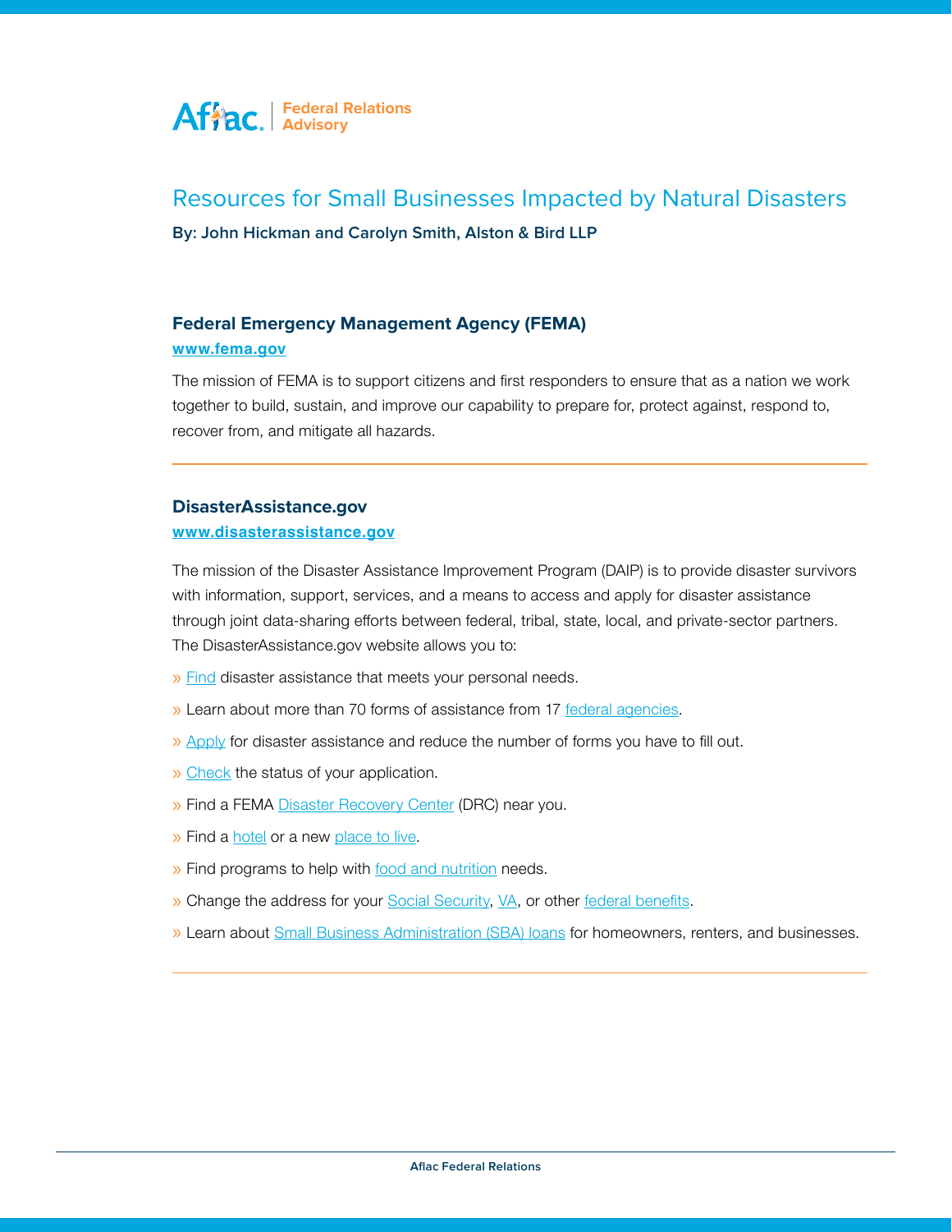Aflac | Federal Relations Advisory

# Resources for Small Businesses Impacted by Natural Disasters

**By: John Hickman and Carolyn Smith, Alston & Bird LLP**

## Federal Emergency Management Agency (FEMA)

**www.fema.gov**

The mission of FEMA is to support citizens and first responders to ensure that as a nation we work together to build, sustain, and improve our capability to prepare for, protect against, respond to, recover from, and mitigate all hazards.

---

## DisasterAssistance.gov

**www.disasterassistance.gov**

The mission of the Disaster Assistance Improvement Program (DAIP) is to provide disaster survivors with information, support, services, and a means to access and apply for disaster assistance through joint data-sharing efforts between federal, tribal, state, local, and private-sector partners. The DisasterAssistance.gov website allows you to:

- Find disaster assistance that meets your personal needs.
- Learn about more than 70 forms of assistance from 17 federal agencies.
- Apply for disaster assistance and reduce the number of forms you have to fill out.
- Check the status of your application.
- Find a FEMA Disaster Recovery Center (DRC) near you.
- Find a hotel or a new place to live.
- Find programs to help with food and nutrition needs.
- Change the address for your Social Security, VA, or other federal benefits.
- Learn about Small Business Administration (SBA) loans for homeowners, renters, and businesses.

---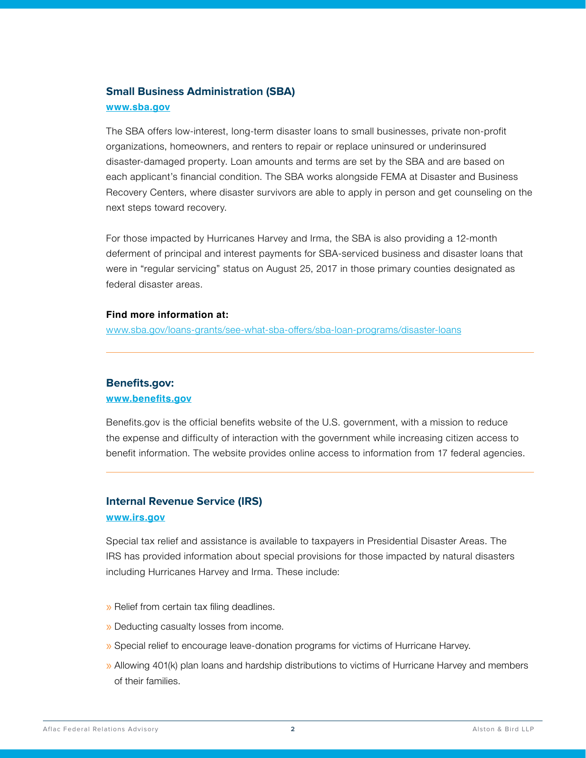### Small Business Administration (SBA)

**[www.sba.gov](http://www.sba.gov)**

The SBA offers low-interest, long-term disaster loans to small businesses, private non-profit organizations, homeowners, and renters to repair or replace uninsured or underinsured disaster-damaged property. Loan amounts and terms are set by the SBA and are based on each applicant's financial condition. The SBA works alongside FEMA at Disaster and Business Recovery Centers, where disaster survivors are able to apply in person and get counseling on the next steps toward recovery.

For those impacted by Hurricanes Harvey and Irma, the SBA is also providing a 12-month deferment of principal and interest payments for SBA-serviced business and disaster loans that were in "regular servicing" status on August 25, 2017 in those primary counties designated as federal disaster areas.

**Find more information at:**
[www.sba.gov/loans-grants/see-what-sba-offers/sba-loan-programs/disaster-loans](http://www.sba.gov/loans-grants/see-what-sba-offers/sba-loan-programs/disaster-loans)

---

### Benefits.gov:

**[www.benefits.gov](http://www.benefits.gov)**

Benefits.gov is the official benefits website of the U.S. government, with a mission to reduce the expense and difficulty of interaction with the government while increasing citizen access to benefit information. The website provides online access to information from 17 federal agencies.

---

### Internal Revenue Service (IRS)

**[www.irs.gov](http://www.irs.gov)**

Special tax relief and assistance is available to taxpayers in Presidential Disaster Areas. The IRS has provided information about special provisions for those impacted by natural disasters including Hurricanes Harvey and Irma. These include:

- Relief from certain tax filing deadlines.
- Deducting casualty losses from income.
- Special relief to encourage leave-donation programs for victims of Hurricane Harvey.
- Allowing 401(k) plan loans and hardship distributions to victims of Hurricane Harvey and members of their families.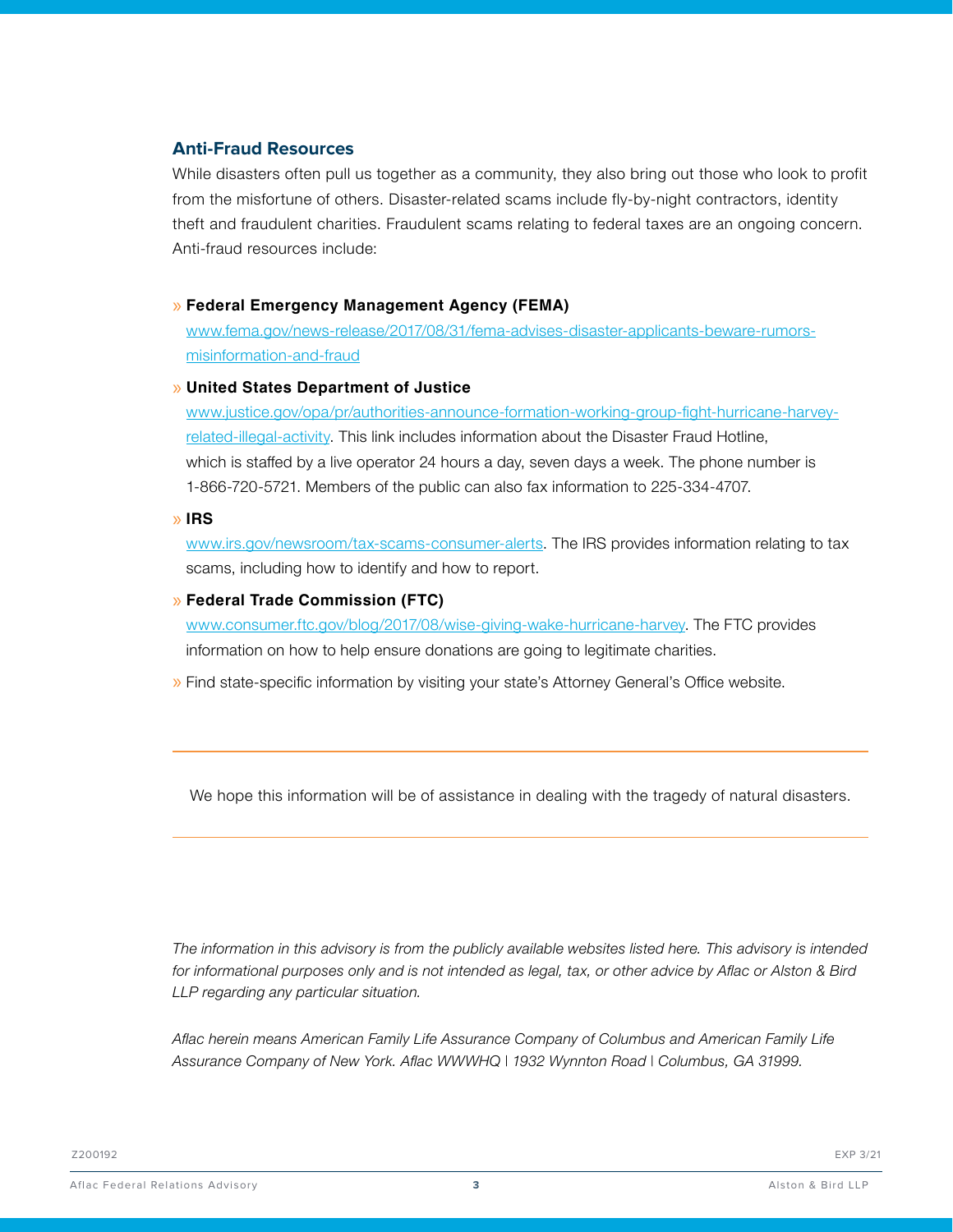## Anti-Fraud Resources

While disasters often pull us together as a community, they also bring out those who look to profit from the misfortune of others. Disaster-related scams include fly-by-night contractors, identity theft and fraudulent charities. Fraudulent scams relating to federal taxes are an ongoing concern. Anti-fraud resources include:

- **Federal Emergency Management Agency (FEMA)**
  www.fema.gov/news-release/2017/08/31/fema-advises-disaster-applicants-beware-rumors-misinformation-and-fraud
- **United States Department of Justice**
  www.justice.gov/opa/pr/authorities-announce-formation-working-group-fight-hurricane-harvey-related-illegal-activity. This link includes information about the Disaster Fraud Hotline, which is staffed by a live operator 24 hours a day, seven days a week. The phone number is 1-866-720-5721. Members of the public can also fax information to 225-334-4707.
- **IRS**
  www.irs.gov/newsroom/tax-scams-consumer-alerts. The IRS provides information relating to tax scams, including how to identify and how to report.
- **Federal Trade Commission (FTC)**
  www.consumer.ftc.gov/blog/2017/08/wise-giving-wake-hurricane-harvey. The FTC provides information on how to help ensure donations are going to legitimate charities.
- Find state-specific information by visiting your state's Attorney General's Office website.

---

We hope this information will be of assistance in dealing with the tragedy of natural disasters.

---

*The information in this advisory is from the publicly available websites listed here. This advisory is intended for informational purposes only and is not intended as legal, tax, or other advice by Aflac or Alston & Bird LLP regarding any particular situation.*

*Aflac herein means American Family Life Assurance Company of Columbus and American Family Life Assurance Company of New York. Aflac WWWHQ | 1932 Wynnton Road | Columbus, GA 31999.*

Z200192 EXP 3/21